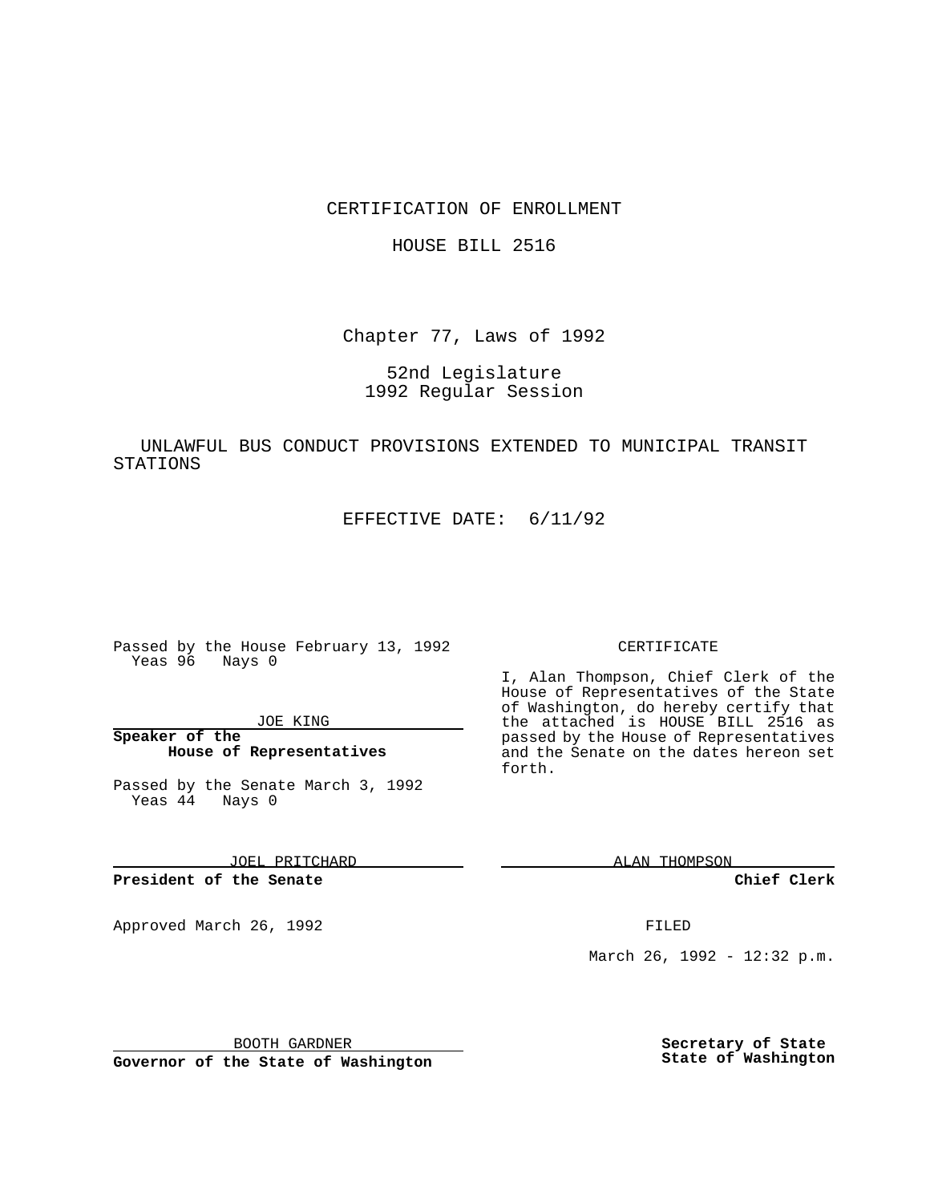CERTIFICATION OF ENROLLMENT

HOUSE BILL 2516

Chapter 77, Laws of 1992

52nd Legislature
1992 Regular Session

UNLAWFUL BUS CONDUCT PROVISIONS EXTENDED TO MUNICIPAL TRANSIT STATIONS

EFFECTIVE DATE: 6/11/92

Passed by the House February 13, 1992
Yeas 96 Nays 0

JOE KING

**Speaker of the House of Representatives**

Passed by the Senate March 3, 1992
Yeas 44 Nays 0

JOEL PRITCHARD

**President of the Senate**

Approved March 26, 1992

BOOTH GARDNER

**Governor of the State of Washington**

CERTIFICATE

I, Alan Thompson, Chief Clerk of the House of Representatives of the State of Washington, do hereby certify that the attached is HOUSE BILL 2516 as passed by the House of Representatives and the Senate on the dates hereon set forth.

ALAN THOMPSON

**Chief Clerk**

FILED

March 26, 1992 - 12:32 p.m.

**Secretary of State**
**State of Washington**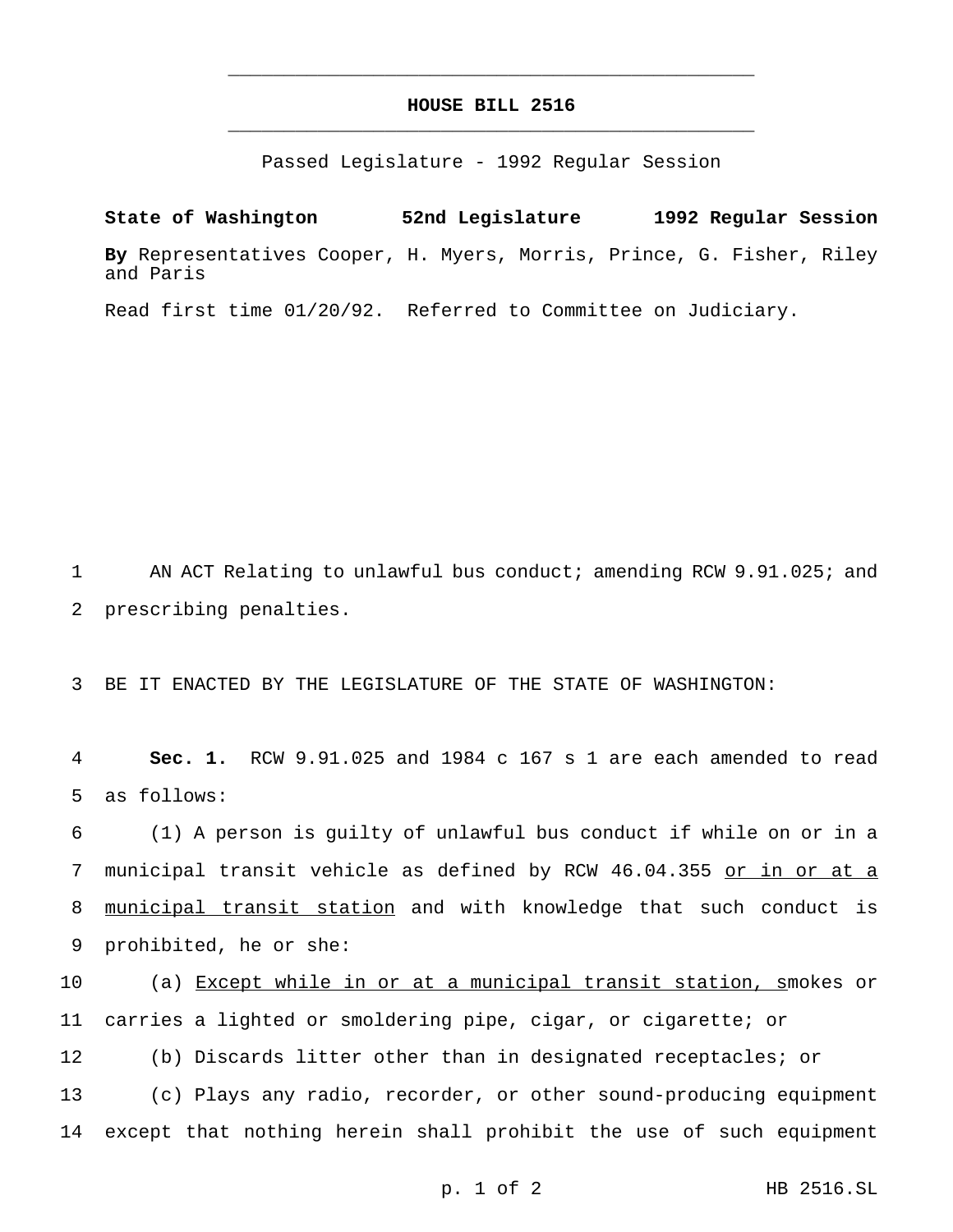# HOUSE BILL 2516

Passed Legislature - 1992 Regular Session

**State of Washington 52nd Legislature 1992 Regular Session**

**By** Representatives Cooper, H. Myers, Morris, Prince, G. Fisher, Riley and Paris

Read first time 01/20/92. Referred to Committee on Judiciary.

AN ACT Relating to unlawful bus conduct; amending RCW 9.91.025; and prescribing penalties.

BE IT ENACTED BY THE LEGISLATURE OF THE STATE OF WASHINGTON:

**Sec. 1.** RCW 9.91.025 and 1984 c 167 s 1 are each amended to read as follows:

(1) A person is guilty of unlawful bus conduct if while on or in a municipal transit vehicle as defined by RCW 46.04.355 <u>or in or at a municipal transit station</u> and with knowledge that such conduct is prohibited, he or she:

(a) <u>Except while in or at a municipal transit station, s</u>mokes or carries a lighted or smoldering pipe, cigar, or cigarette; or

(b) Discards litter other than in designated receptacles; or

(c) Plays any radio, recorder, or other sound-producing equipment except that nothing herein shall prohibit the use of such equipment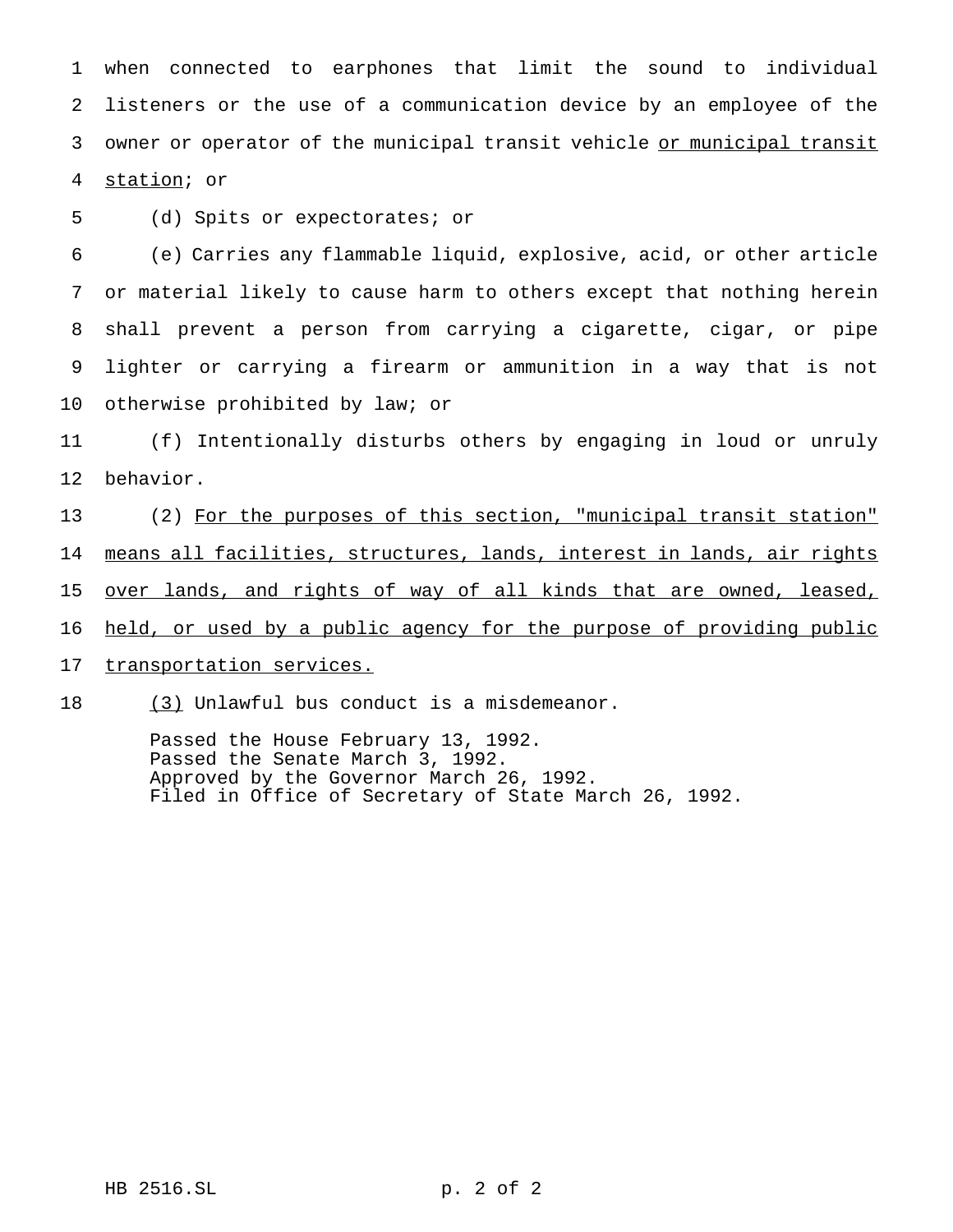when connected to earphones that limit the sound to individual listeners or the use of a communication device by an employee of the owner or operator of the municipal transit vehicle <u>or municipal transit station</u>; or

(d) Spits or expectorates; or

(e) Carries any flammable liquid, explosive, acid, or other article or material likely to cause harm to others except that nothing herein shall prevent a person from carrying a cigarette, cigar, or pipe lighter or carrying a firearm or ammunition in a way that is not otherwise prohibited by law; or

(f) Intentionally disturbs others by engaging in loud or unruly behavior.

(2) <u>For the purposes of this section, "municipal transit station" means all facilities, structures, lands, interest in lands, air rights over lands, and rights of way of all kinds that are owned, leased, held, or used by a public agency for the purpose of providing public transportation services.</u>

<u>(3)</u> Unlawful bus conduct is a misdemeanor.

Passed the House February 13, 1992.
Passed the Senate March 3, 1992.
Approved by the Governor March 26, 1992.
Filed in Office of Secretary of State March 26, 1992.